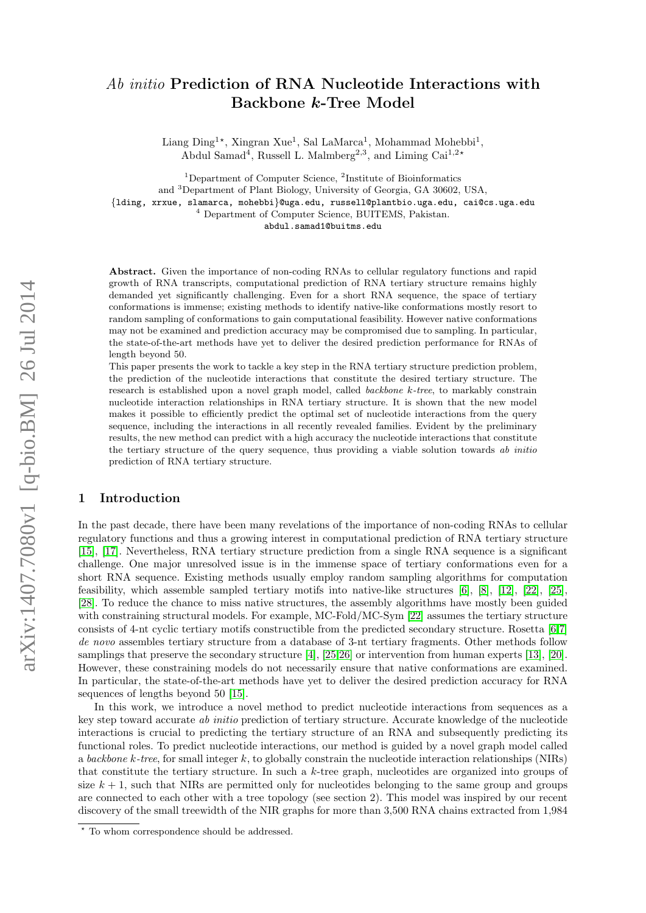# *Ab initio* Prediction of RNA Nucleotide Interactions with Backbone *k*-Tree Model

Liang Ding[1⋆], Xingran Xue[1], Sal LaMarca[1], Mohammad Mohebbi[1], Abdul Samad[4], Russell L. Malmberg[2,3], and Liming Cai[1,2⋆]

[1]Department of Computer Science, [2]Institute of Bioinformatics and [3]Department of Plant Biology, University of Georgia, GA 30602, USA,
{lding, xrxue, slamarca, mohebbi}@uga.edu, russell@plantbio.uga.edu, cai@cs.uga.edu
[4] Department of Computer Science, BUITEMS, Pakistan.
abdul.samad1@buitms.edu

**Abstract.** Given the importance of non-coding RNAs to cellular regulatory functions and rapid growth of RNA transcripts, computational prediction of RNA tertiary structure remains highly demanded yet significantly challenging. Even for a short RNA sequence, the space of tertiary conformations is immense; existing methods to identify native-like conformations mostly resort to random sampling of conformations to gain computational feasibility. However native conformations may not be examined and prediction accuracy may be compromised due to sampling. In particular, the state-of-the-art methods have yet to deliver the desired prediction performance for RNAs of length beyond 50.

This paper presents the work to tackle a key step in the RNA tertiary structure prediction problem, the prediction of the nucleotide interactions that constitute the desired tertiary structure. The research is established upon a novel graph model, called *backbone k-tree*, to markably constrain nucleotide interaction relationships in RNA tertiary structure. It is shown that the new model makes it possible to efficiently predict the optimal set of nucleotide interactions from the query sequence, including the interactions in all recently revealed families. Evident by the preliminary results, the new method can predict with a high accuracy the nucleotide interactions that constitute the tertiary structure of the query sequence, thus providing a viable solution towards *ab initio* prediction of RNA tertiary structure.

## 1 Introduction

In the past decade, there have been many revelations of the importance of non-coding RNAs to cellular regulatory functions and thus a growing interest in computational prediction of RNA tertiary structure [15], [17]. Nevertheless, RNA tertiary structure prediction from a single RNA sequence is a significant challenge. One major unresolved issue is in the immense space of tertiary conformations even for a short RNA sequence. Existing methods usually employ random sampling algorithms for computation feasibility, which assemble sampled tertiary motifs into native-like structures [6], [8], [12], [22], [25], [28]. To reduce the chance to miss native structures, the assembly algorithms have mostly been guided with constraining structural models. For example, MC-Fold/MC-Sym [22] assumes the tertiary structure consists of 4-nt cyclic tertiary motifs constructible from the predicted secondary structure. Rosetta [6][7] *de novo* assembles tertiary structure from a database of 3-nt tertiary fragments. Other methods follow samplings that preserve the secondary structure [4], [25][26] or intervention from human experts [13], [20]. However, these constraining models do not necessarily ensure that native conformations are examined. In particular, the state-of-the-art methods have yet to deliver the desired prediction accuracy for RNA sequences of lengths beyond 50 [15].

In this work, we introduce a novel method to predict nucleotide interactions from sequences as a key step toward accurate *ab initio* prediction of tertiary structure. Accurate knowledge of the nucleotide interactions is crucial to predicting the tertiary structure of an RNA and subsequently predicting its functional roles. To predict nucleotide interactions, our method is guided by a novel graph model called a *backbone k-tree*, for small integer $k$, to globally constrain the nucleotide interaction relationships (NIRs) that constitute the tertiary structure. In such a $k$-tree graph, nucleotides are organized into groups of size $k+1$, such that NIRs are permitted only for nucleotides belonging to the same group and groups are connected to each other with a tree topology (see section 2). This model was inspired by our recent discovery of the small treewidth of the NIR graphs for more than 3,500 RNA chains extracted from 1,984

⋆ To whom correspondence should be addressed.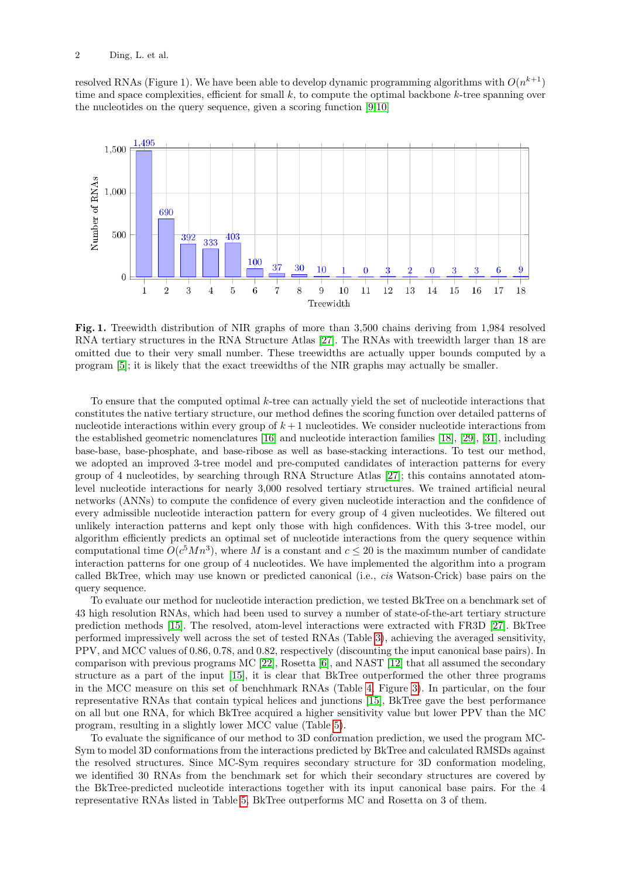resolved RNAs (Figure 1). We have been able to develop dynamic programming algorithms with $O(n^{k+1})$ time and space complexities, efficient for small $k$, to compute the optimal backbone $k$-tree spanning over the nucleotides on the query sequence, given a scoring function [9,10].

**Fig. 1.** Treewidth distribution of NIR graphs of more than 3,500 chains deriving from 1,984 resolved RNA tertiary structures in the RNA Structure Atlas [27]. The RNAs with treewidth larger than 18 are omitted due to their very small number. These treewidths are actually upper bounds computed by a program [5]; it is likely that the exact treewidths of the NIR graphs may actually be smaller.

To ensure that the computed optimal $k$-tree can actually yield the set of nucleotide interactions that constitutes the native tertiary structure, our method defines the scoring function over detailed patterns of nucleotide interactions within every group of $k+1$ nucleotides. We consider nucleotide interactions from the established geometric nomenclatures [16] and nucleotide interaction families [18], [29], [31], including base-base, base-phosphate, and base-ribose as well as base-stacking interactions. To test our method, we adopted an improved 3-tree model and pre-computed candidates of interaction patterns for every group of 4 nucleotides, by searching through RNA Structure Atlas [27]; this contains annotated atom-level nucleotide interactions for nearly 3,000 resolved tertiary structures. We trained artificial neural networks (ANNs) to compute the confidence of every given nucleotide interaction and the confidence of every admissible nucleotide interaction pattern for every group of 4 given nucleotides. We filtered out unlikely interaction patterns and kept only those with high confidences. With this 3-tree model, our algorithm efficiently predicts an optimal set of nucleotide interactions from the query sequence within computational time $O(c^5Mn^3)$, where $M$ is a constant and $c \leq 20$ is the maximum number of candidate interaction patterns for one group of 4 nucleotides. We have implemented the algorithm into a program called BkTree, which may use known or predicted canonical (i.e., *cis* Watson-Crick) base pairs on the query sequence.

To evaluate our method for nucleotide interaction prediction, we tested BkTree on a benchmark set of 43 high resolution RNAs, which had been used to survey a number of state-of-the-art tertiary structure prediction methods [15]. The resolved, atom-level interactions were extracted with FR3D [27]. BkTree performed impressively well across the set of tested RNAs (Table 3), achieving the averaged sensitivity, PPV, and MCC values of 0.86, 0.78, and 0.82, respectively (discounting the input canonical base pairs). In comparison with previous programs MC [22], Rosetta [6], and NAST [12] that all assumed the secondary structure as a part of the input [15], it is clear that BkTree outperformed the other three programs in the MCC measure on this set of benchhmark RNAs (Table 4, Figure 3). In particular, on the four representative RNAs that contain typical helices and junctions [15], BkTree gave the best performance on all but one RNA, for which BkTree acquired a higher sensitivity value but lower PPV than the MC program, resulting in a slightly lower MCC value (Table 5).

To evaluate the significance of our method to 3D conformation prediction, we used the program MC-Sym to model 3D conformations from the interactions predicted by BkTree and calculated RMSDs against the resolved structures. Since MC-Sym requires secondary structure for 3D conformation modeling, we identified 30 RNAs from the benchmark set for which their secondary structures are covered by the BkTree-predicted nucleotide interactions together with its input canonical base pairs. For the 4 representative RNAs listed in Table 5, BkTree outperforms MC and Rosetta on 3 of them.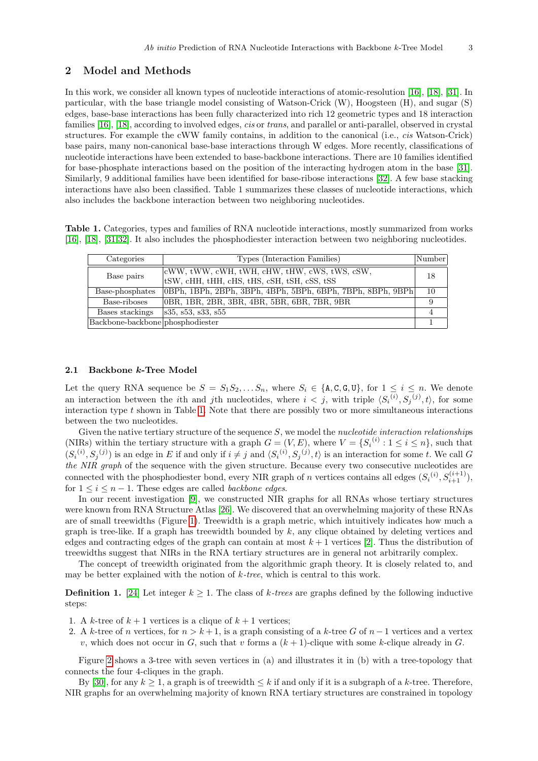## 2 Model and Methods

In this work, we consider all known types of nucleotide interactions of atomic-resolution [16], [18], [31]. In particular, with the base triangle model consisting of Watson-Crick (W), Hoogsteen (H), and sugar (S) edges, base-base interactions has been fully characterized into rich 12 geometric types and 18 interaction families [16], [18], according to involved edges, *cis* or *trans*, and parallel or anti-parallel, observed in crystal structures. For example the cWW family contains, in addition to the canonical (i.e., *cis* Watson-Crick) base pairs, many non-canonical base-base interactions through W edges. More recently, classifications of nucleotide interactions have been extended to base-backbone interactions. There are 10 families identified for base-phosphate interactions based on the position of the interacting hydrogen atom in the base [31]. Similarly, 9 additional families have been identified for base-ribose interactions [32]. A few base stacking interactions have also been classified. Table 1 summarizes these classes of nucleotide interactions, which also includes the backbone interaction between two neighboring nucleotides.

**Table 1.** Categories, types and families of RNA nucleotide interactions, mostly summarized from works [16], [18], [31,32]. It also includes the phosphodiester interaction between two neighboring nucleotides.

| Categories | Types (Interaction Families) | Number |
|---|---|---|
| Base pairs | cWW, tWW, cWH, tWH, cHW, tHW, cWS, tWS, cSW, tSW, cHH, tHH, cHS, tHS, cSH, tSH, cSS, tSS | 18 |
| Base-phosphates | 0BPh, 1BPh, 2BPh, 3BPh, 4BPh, 5BPh, 6BPh, 7BPh, 8BPh, 9BPh | 10 |
| Base-riboses | 0BR, 1BR, 2BR, 3BR, 4BR, 5BR, 6BR, 7BR, 9BR | 9 |
| Bases stackings | s35, s53, s33, s55 | 4 |
| Backbone-backbone | phosphodiester | 1 |

### 2.1 Backbone *k*-Tree Model

Let the query RNA sequence be $S = S_1 S_2, \dots S_n$, where $S_i \in \{\texttt{A}, \texttt{C}, \texttt{G}, \texttt{U}\}$, for $1 \leq i \leq n$. We denote an interaction between the $i$th and $j$th nucleotides, where $i < j$, with triple $\langle {S_i}^{(i)}, {S_j}^{(j)}, t \rangle$, for some interaction type $t$ shown in Table 1. Note that there are possibly two or more simultaneous interactions between the two nucleotides.

Given the native tertiary structure of the sequence $S$, we model the *nucleotide interaction relationships* (NIRs) within the tertiary structure with a graph $G = (V, E)$, where $V = \{{S_i}^{(i)} : 1 \leq i \leq n\}$, such that $({S_i}^{(i)}, {S_j}^{(j)})$ is an edge in $E$ if and only if $i \neq j$ and $\langle {S_i}^{(i)}, {S_j}^{(j)}, t \rangle$ is an interaction for some $t$. We call $G$ *the NIR graph* of the sequence with the given structure. Because every two consecutive nucleotides are connected with the phosphodiester bond, every NIR graph of $n$ vertices contains all edges $({S_i}^{(i)}, S_{i+1}^{(i+1)})$, for $1 \leq i \leq n-1$. These edges are called *backbone edges*.

In our recent investigation [9], we constructed NIR graphs for all RNAs whose tertiary structures were known from RNA Structure Atlas [26]. We discovered that an overwhelming majority of these RNAs are of small treewidths (Figure 1). Treewidth is a graph metric, which intuitively indicates how much a graph is tree-like. If a graph has treewidth bounded by $k$, any clique obtained by deleting vertices and edges and contracting edges of the graph can contain at most $k+1$ vertices [2]. Thus the distribution of treewidths suggest that NIRs in the RNA tertiary structures are in general not arbitrarily complex.

The concept of treewidth originated from the algorithmic graph theory. It is closely related to, and may be better explained with the notion of *k-tree*, which is central to this work.

**Definition 1.** [24] Let integer $k \geq 1$. The class of *k-trees* are graphs defined by the following inductive steps:

1. A $k$-tree of $k+1$ vertices is a clique of $k+1$ vertices;
2. A $k$-tree of $n$ vertices, for $n > k+1$, is a graph consisting of a $k$-tree $G$ of $n-1$ vertices and a vertex $v$, which does not occur in $G$, such that $v$ forms a $(k+1)$-clique with some $k$-clique already in $G$.

Figure 2 shows a 3-tree with seven vertices in (a) and illustrates it in (b) with a tree-topology that connects the four 4-cliques in the graph.

By [30], for any $k \geq 1$, a graph is of treewidth $\leq k$ if and only if it is a subgraph of a $k$-tree. Therefore, NIR graphs for an overwhelming majority of known RNA tertiary structures are constrained in topology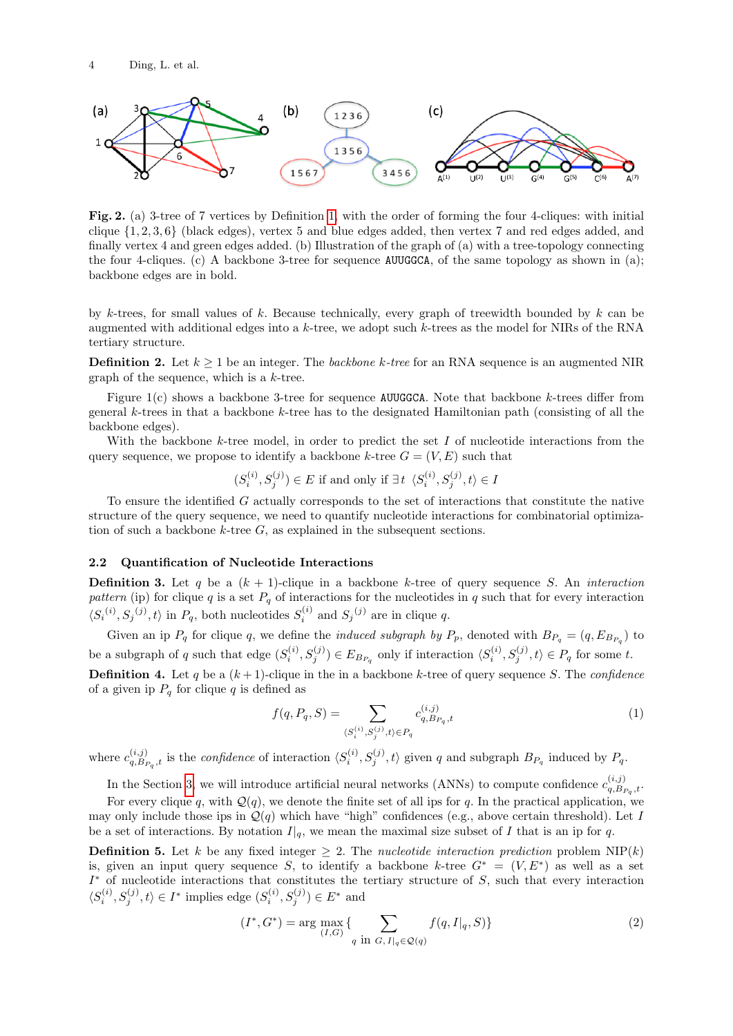**Fig. 2.** (a) 3-tree of 7 vertices by Definition 1, with the order of forming the four 4-cliques: with initial clique $\{1, 2, 3, 6\}$ (black edges), vertex 5 and blue edges added, then vertex 7 and red edges added, and finally vertex 4 and green edges added. (b) Illustration of the graph of (a) with a tree-topology connecting the four 4-cliques. (c) A backbone 3-tree for sequence AUUGGCA, of the same topology as shown in (a); backbone edges are in bold.

by $k$-trees, for small values of $k$. Because technically, every graph of treewidth bounded by $k$ can be augmented with additional edges into a $k$-tree, we adopt such $k$-trees as the model for NIRs of the RNA tertiary structure.

**Definition 2.** Let $k \geq 1$ be an integer. The *backbone $k$-tree* for an RNA sequence is an augmented NIR graph of the sequence, which is a $k$-tree.

Figure 1(c) shows a backbone 3-tree for sequence AUUGGCA. Note that backbone $k$-trees differ from general $k$-trees in that a backbone $k$-tree has to the designated Hamiltonian path (consisting of all the backbone edges).

With the backbone $k$-tree model, in order to predict the set $I$ of nucleotide interactions from the query sequence, we propose to identify a backbone $k$-tree $G = (V, E)$ such that

$$(S_i^{(i)}, S_j^{(j)}) \in E \text{ if and only if } \exists t \ \langle S_i^{(i)}, S_j^{(j)}, t\rangle \in I$$

To ensure the identified $G$ actually corresponds to the set of interactions that constitute the native structure of the query sequence, we need to quantify nucleotide interactions for combinatorial optimization of such a backbone $k$-tree $G$, as explained in the subsequent sections.

## 2.2 Quantification of Nucleotide Interactions

**Definition 3.** Let $q$ be a $(k + 1)$-clique in a backbone $k$-tree of query sequence $S$. An *interaction pattern* (ip) for clique $q$ is a set $P_q$ of interactions for the nucleotides in $q$ such that for every interaction $\langle S_i{}^{(i)}, S_j{}^{(j)}, t\rangle$ in $P_q$, both nucleotides $S_i^{(i)}$ and $S_j{}^{(j)}$ are in clique $q$.

Given an ip $P_q$ for clique $q$, we define the *induced subgraph by* $P_p$, denoted with $B_{P_q} = (q, E_{B_{P_q}})$ to be a subgraph of $q$ such that edge $(S_i^{(i)}, S_j^{(j)}) \in E_{B_{P_q}}$ only if interaction $\langle S_i^{(i)}, S_j^{(j)}, t\rangle \in P_q$ for some $t$.

**Definition 4.** Let $q$ be a $(k+1)$-clique in the in a backbone $k$-tree of query sequence $S$. The *confidence* of a given ip $P_q$ for clique $q$ is defined as

$$f(q, P_q, S) = \sum_{\langle S_i^{(i)}, S_j^{(j)}, t\rangle \in P_q} c_{q, B_{P_q}, t}^{(i,j)} \tag{1}$$

where $c_{q,B_{P_q},t}^{(i,j)}$ is the *confidence* of interaction $\langle S_i^{(i)}, S_j^{(j)}, t\rangle$ given $q$ and subgraph $B_{P_q}$ induced by $P_q$.

In the Section 3, we will introduce artificial neural networks (ANNs) to compute confidence $c_{q,B_{P_q},t}^{(i,j)}$.

For every clique $q$, with $\mathcal{Q}(q)$, we denote the finite set of all ips for $q$. In the practical application, we may only include those ips in $\mathcal{Q}(q)$ which have "high" confidences (e.g., above certain threshold). Let $I$ be a set of interactions. By notation $I|_q$, we mean the maximal size subset of $I$ that is an ip for $q$.

**Definition 5.** Let $k$ be any fixed integer $\geq 2$. The *nucleotide interaction prediction* problem NIP($k$) is, given an input query sequence $S$, to identify a backbone $k$-tree $G^* = (V, E^*)$ as well as a set $I^*$ of nucleotide interactions that constitutes the tertiary structure of $S$, such that every interaction $\langle S_i^{(i)}, S_j^{(j)}, t\rangle \in I^*$ implies edge $(S_i^{(i)}, S_j^{(j)}) \in E^*$ and

$$(I^*, G^*) = \arg \max_{(I,G)} \{ \sum_{q \text{ in } G, I|_q \in \mathcal{Q}(q)} f(q, I|_q, S)\} \tag{2}$$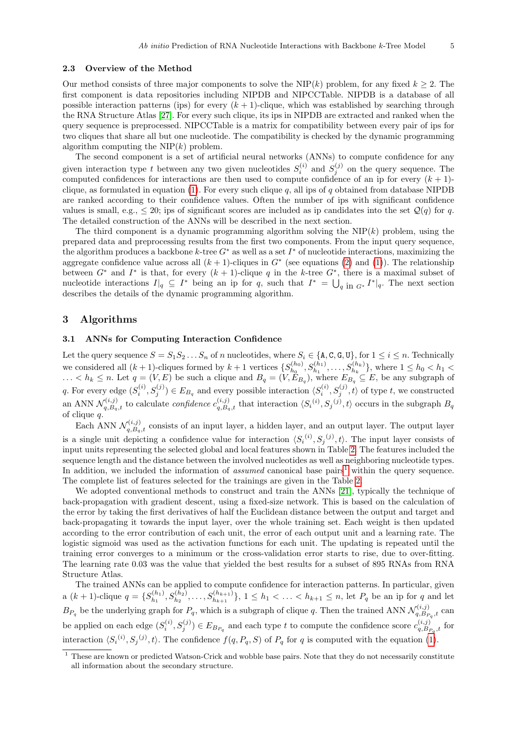### 2.3 Overview of the Method

Our method consists of three major components to solve the NIP($k$) problem, for any fixed $k \geq 2$. The first component is data repositories including NIPDB and NIPCCTable. NIPDB is a database of all possible interaction patterns (ips) for every $(k+1)$-clique, which was established by searching through the RNA Structure Atlas [27]. For every such clique, its ips in NIPDB are extracted and ranked when the query sequence is preprocessed. NIPCCTable is a matrix for compatibility between every pair of ips for two cliques that share all but one nucleotide. The compatibility is checked by the dynamic programming algorithm computing the NIP($k$) problem.

The second component is a set of artificial neural networks (ANNs) to compute confidence for any given interaction type $t$ between any two given nucleotides $S_i^{(i)}$ and $S_j^{(j)}$ on the query sequence. The computed confidences for interactions are then used to compute confidence of an ip for every $(k+1)$-clique, as formulated in equation (1). For every such clique $q$, all ips of $q$ obtained from database NIPDB are ranked according to their confidence values. Often the number of ips with significant confidence values is small, e.g., $\leq 20$; ips of significant scores are included as ip candidates into the set $\mathcal{Q}(q)$ for $q$. The detailed construction of the ANNs will be described in the next section.

The third component is a dynamic programming algorithm solving the NIP($k$) problem, using the prepared data and preprocessing results from the first two components. From the input query sequence, the algorithm produces a backbone $k$-tree $G^*$ as well as a set $I^*$ of nucleotide interactions, maximizing the aggregate confidence value across all $(k+1)$-cliques in $G^*$ (see equations (2) and (1)). The relationship between $G^*$ and $I^*$ is that, for every $(k+1)$-clique $q$ in the $k$-tree $G^*$, there is a maximal subset of nucleotide interactions $I|_q \subseteq I^*$ being an ip for $q$, such that $I^* = \bigcup_{q \text{ in } G^*} I^*|_q$. The next section describes the details of the dynamic programming algorithm.

## 3 Algorithms

### 3.1 ANNs for Computing Interaction Confidence

Let the query sequence $S = S_1 S_2 \ldots S_n$ of $n$ nucleotides, where $S_i \in \{\texttt{A}, \texttt{C}, \texttt{G}, \texttt{U}\}$, for $1 \leq i \leq n$. Technically we considered all $(k+1)$-cliques formed by $k+1$ vertices $\{S_{h_0}^{(h_0)}, S_{h_1}^{(h_1)}, \ldots, S_{h_k}^{(h_k)}\}$, where $1 \leq h_0 < h_1 < \ldots < h_k \leq n$. Let $q = (V, E)$ be such a clique and $B_q = (V, E_{B_q})$, where $E_{B_q} \subseteq E$, be any subgraph of $q$. For every edge $(S_i^{(i)}, S_j^{(j)}) \in E_{B_q}$ and every possible interaction $\langle S_i^{(i)}, S_j^{(j)}, t \rangle$ of type $t$, we constructed an ANN $\mathcal{N}_{q,B_q,t}^{(i,j)}$ to calculate *confidence* $c_{q,B_q,t}^{(i,j)}$ that interaction $\langle S_i^{(i)}, S_j^{(j)}, t \rangle$ occurs in the subgraph $B_q$ of clique $q$.

Each ANN $\mathcal{N}_{q,B_q,t}^{(i,j)}$ consists of an input layer, a hidden layer, and an output layer. The output layer is a single unit depicting a confidence value for interaction $\langle S_i^{(i)}, S_j^{(j)}, t \rangle$. The input layer consists of input units representing the selected global and local features shown in Table 2. The features included the sequence length and the distance between the involved nucleotides as well as neighboring nucleotide types. In addition, we included the information of *assumed* canonical base pairs[1] within the query sequence. The complete list of features selected for the trainings are given in the Table 2.

We adopted conventional methods to construct and train the ANNs [21], typically the technique of back-propagation with gradient descent, using a fixed-size network. This is based on the calculation of the error by taking the first derivatives of half the Euclidean distance between the output and target and back-propagating it towards the input layer, over the whole training set. Each weight is then updated according to the error contribution of each unit, the error of each output unit and a learning rate. The logistic sigmoid was used as the activation functions for each unit. The updating is repeated until the training error converges to a minimum or the cross-validation error starts to rise, due to over-fitting. The learning rate 0.03 was the value that yielded the best results for a subset of 895 RNAs from RNA Structure Atlas.

The trained ANNs can be applied to compute confidence for interaction patterns. In particular, given a $(k+1)$-clique $q = \{S_{h_1}^{(h_1)}, S_{h_2}^{(h_2)}, \ldots, S_{h_{k+1}}^{(h_{k+1})}\}$, $1 \leq h_1 < \ldots < h_{k+1} \leq n$, let $P_q$ be an ip for $q$ and let $B_{P_q}$ be the underlying graph for $P_q$, which is a subgraph of clique $q$. Then the trained ANN $\mathcal{N}_{q,B_{P_q},t}^{(i,j)}$ can be applied on each edge $(S_i^{(i)}, S_j^{(j)}) \in E_{B_{P_q}}$ and each type $t$ to compute the confidence score $c_{q,B_{P_q},t}^{(i,j)}$ for interaction $\langle S_i^{(i)}, S_j^{(j)}, t \rangle$. The confidence $f(q, P_q, S)$ of $P_q$ for $q$ is computed with the equation (1).

[1] These are known or predicted Watson-Crick and wobble base pairs. Note that they do not necessarily constitute all information about the secondary structure.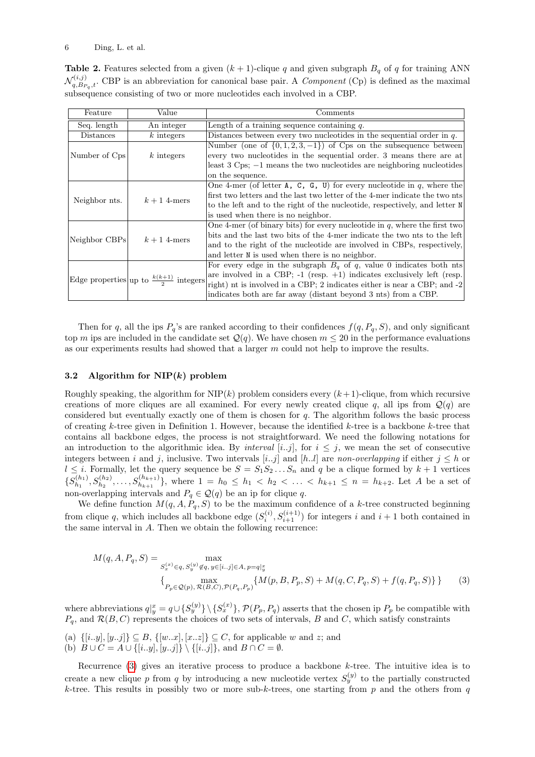**Table 2.** Features selected from a given $(k+1)$-clique $q$ and given subgraph $B_q$ of $q$ for training ANN $\mathcal{N}^{(i,j)}_{q,B_{P_q},t}$. CBP is an abbreviation for canonical base pair. A *Component* (Cp) is defined as the maximal subsequence consisting of two or more nucleotides each involved in a CBP.

| Feature | Value | Comments |
|---|---|---|
| Seq. length | An integer | Length of a training sequence containing $q$. |
| Distances | $k$ integers | Distances between every two nucleotides in the sequential order in $q$. |
| Number of Cps | $k$ integers | Number (one of $\{0,1,2,3,-1\}$) of Cps on the subsequence between every two nucleotides in the sequential order. 3 means there are at least 3 Cps; $-1$ means the two nucleotides are neighboring nucleotides on the sequence. |
| Neighbor nts. | $k+1$ 4-mers | One 4-mer (of letter A, C, G, U) for every nucleotide in $q$, where the first two letters and the last two letter of the 4-mer indicate the two nts to the left and to the right of the nucleotide, respectively, and letter N is used when there is no neighbor. |
| Neighbor CBPs | $k+1$ 4-mers | One 4-mer (of binary bits) for every nucleotide in $q$, where the first two bits and the last two bits of the 4-mer indicate the two nts to the left and to the right of the nucleotide are involved in CBPs, respectively, and letter N is used when there is no neighbor. |
| Edge properties | up to $\frac{k(k+1)}{2}$ integers | For every edge in the subgraph $B_q$ of $q$, value 0 indicates both nts are involved in a CBP; -1 (resp. +1) indicates exclusively left (resp. right) nt is involved in a CBP; 2 indicates either is near a CBP; and -2 indicates both are far away (distant beyond 3 nts) from a CBP. |

Then for $q$, all the ips $P_q$'s are ranked according to their confidences $f(q, P_q, S)$, and only significant top $m$ ips are included in the candidate set $\mathcal{Q}(q)$. We have chosen $m \leq 20$ in the performance evaluations as our experiments results had showed that a larger $m$ could not help to improve the results.

### 3.2 Algorithm for NIP($k$) problem

Roughly speaking, the algorithm for NIP($k$) problem considers every $(k+1)$-clique, from which recursive creations of more cliques are all examined. For every newly created clique $q$, all ips from $\mathcal{Q}(q)$ are considered but eventually exactly one of them is chosen for $q$. The algorithm follows the basic process of creating $k$-tree given in Definition 1. However, because the identified $k$-tree is a backbone $k$-tree that contains all backbone edges, the process is not straightforward. We need the following notations for an introduction to the algorithmic idea. By *interval* $[i..j]$, for $i \leq j$, we mean the set of consecutive integers between $i$ and $j$, inclusive. Two intervals $[i..j]$ and $[h..l]$ are *non-overlapping* if either $j \leq h$ or $l \leq i$. Formally, let the query sequence be $S = S_1 S_2 \ldots S_n$ and $q$ be a clique formed by $k+1$ vertices $\{S^{(h_1)}_{h_1}, S^{(h_2)}_{h_2}, \ldots, S^{(h_{k+1})}_{h_{k+1}}\}$, where $1 = h_0 \leq h_1 < h_2 < \ldots < h_{k+1} \leq n = h_{k+2}$. Let $A$ be a set of non-overlapping intervals and $P_q \in \mathcal{Q}(q)$ be an ip for clique $q$.

We define function $M(q, A, P_q, S)$ to be the maximum confidence of a $k$-tree constructed beginning from clique $q$, which includes all backbone edge $(S^{(i)}_i, S^{(i+1)}_{i+1})$ for integers $i$ and $i+1$ both contained in the same interval in $A$. Then we obtain the following recurrence:

$$
\begin{aligned}
M(q, A, P_q, S) = & \max_{S^{(x)}_x \in q,\, S^{(y)}_y \notin q,\, y \in [i..j] \in A,\, p = q|^x_y} \\
& \Big\{ \max_{P_p \in \mathcal{Q}(p),\, \mathcal{R}(B,C),\, \mathcal{P}(P_q, P_p)} \{ M(p, B, P_p, S) + M(q, C, P_q, S) + f(q, P_q, S) \} \Big\} \qquad (3)
\end{aligned}
$$

where abbreviations $q|^x_y = q \cup \{S^{(y)}_y\} \setminus \{S^{(x)}_x\}$, $\mathcal{P}(P_p, P_q)$ asserts that the chosen ip $P_p$ be compatible with $P_q$, and $\mathcal{R}(B, C)$ represents the choices of two sets of intervals, $B$ and $C$, which satisfy constraints

(a) $\{[i..y], [y..j]\} \subseteq B$, $\{[w..x], [x..z]\} \subseteq C$, for applicable $w$ and $z$; and
(b) $B \cup C = A \cup \{[i..y], [y..j]\} \setminus \{[i..j]\}$, and $B \cap C = \emptyset$.

Recurrence (3) gives an iterative process to produce a backbone $k$-tree. The intuitive idea is to create a new clique $p$ from $q$ by introducing a new nucleotide vertex $S^{(y)}_y$ to the partially constructed $k$-tree. This results in possibly two or more sub-$k$-trees, one starting from $p$ and the others from $q$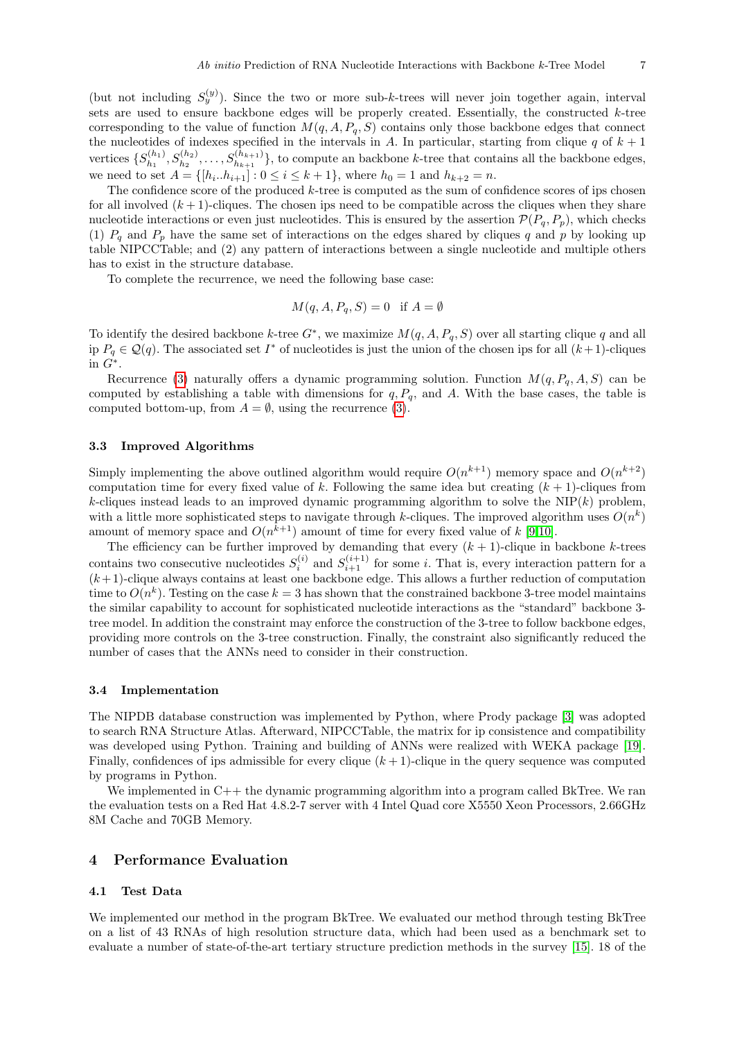(but not including $S_y^{(y)}$). Since the two or more sub-$k$-trees will never join together again, interval sets are used to ensure backbone edges will be properly created. Essentially, the constructed $k$-tree corresponding to the value of function $M(q, A, P_q, S)$ contains only those backbone edges that connect the nucleotides of indexes specified in the intervals in $A$. In particular, starting from clique $q$ of $k+1$ vertices $\{S_{h_1}^{(h_1)}, S_{h_2}^{(h_2)}, \ldots, S_{h_{k+1}}^{(h_{k+1})}\}$, to compute an backbone $k$-tree that contains all the backbone edges, we need to set $A = \{[h_i..h_{i+1}] : 0 \leq i \leq k+1\}$, where $h_0 = 1$ and $h_{k+2} = n$.

The confidence score of the produced $k$-tree is computed as the sum of confidence scores of ips chosen for all involved $(k+1)$-cliques. The chosen ips need to be compatible across the cliques when they share nucleotide interactions or even just nucleotides. This is ensured by the assertion $\mathcal{P}(P_q, P_p)$, which checks (1) $P_q$ and $P_p$ have the same set of interactions on the edges shared by cliques $q$ and $p$ by looking up table NIPCCTable; and (2) any pattern of interactions between a single nucleotide and multiple others has to exist in the structure database.

To complete the recurrence, we need the following base case:

$$M(q, A, P_q, S) = 0 \quad \text{if } A = \emptyset$$

To identify the desired backbone $k$-tree $G^*$, we maximize $M(q, A, P_q, S)$ over all starting clique $q$ and all ip $P_q \in \mathcal{Q}(q)$. The associated set $I^*$ of nucleotides is just the union of the chosen ips for all $(k+1)$-cliques in $G^*$.

Recurrence (3) naturally offers a dynamic programming solution. Function $M(q, P_q, A, S)$ can be computed by establishing a table with dimensions for $q, P_q$, and $A$. With the base cases, the table is computed bottom-up, from $A = \emptyset$, using the recurrence (3).

### 3.3 Improved Algorithms

Simply implementing the above outlined algorithm would require $O(n^{k+1})$ memory space and $O(n^{k+2})$ computation time for every fixed value of $k$. Following the same idea but creating $(k+1)$-cliques from $k$-cliques instead leads to an improved dynamic programming algorithm to solve the NIP($k$) problem, with a little more sophisticated steps to navigate through $k$-cliques. The improved algorithm uses $O(n^k)$ amount of memory space and $O(n^{k+1})$ amount of time for every fixed value of $k$ [9,10].

The efficiency can be further improved by demanding that every $(k+1)$-clique in backbone $k$-trees contains two consecutive nucleotides $S_i^{(i)}$ and $S_{i+1}^{(i+1)}$ for some $i$. That is, every interaction pattern for a $(k+1)$-clique always contains at least one backbone edge. This allows a further reduction of computation time to $O(n^k)$. Testing on the case $k = 3$ has shown that the constrained backbone 3-tree model maintains the similar capability to account for sophisticated nucleotide interactions as the "standard" backbone 3-tree model. In addition the constraint may enforce the construction of the 3-tree to follow backbone edges, providing more controls on the 3-tree construction. Finally, the constraint also significantly reduced the number of cases that the ANNs need to consider in their construction.

### 3.4 Implementation

The NIPDB database construction was implemented by Python, where Prody package [3] was adopted to search RNA Structure Atlas. Afterward, NIPCCTable, the matrix for ip consistence and compatibility was developed using Python. Training and building of ANNs were realized with WEKA package [19]. Finally, confidences of ips admissible for every clique $(k+1)$-clique in the query sequence was computed by programs in Python.

We implemented in C++ the dynamic programming algorithm into a program called BkTree. We ran the evaluation tests on a Red Hat 4.8.2-7 server with 4 Intel Quad core X5550 Xeon Processors, 2.66GHz 8M Cache and 70GB Memory.

## 4 Performance Evaluation

### 4.1 Test Data

We implemented our method in the program BkTree. We evaluated our method through testing BkTree on a list of 43 RNAs of high resolution structure data, which had been used as a benchmark set to evaluate a number of state-of-the-art tertiary structure prediction methods in the survey [15]. 18 of the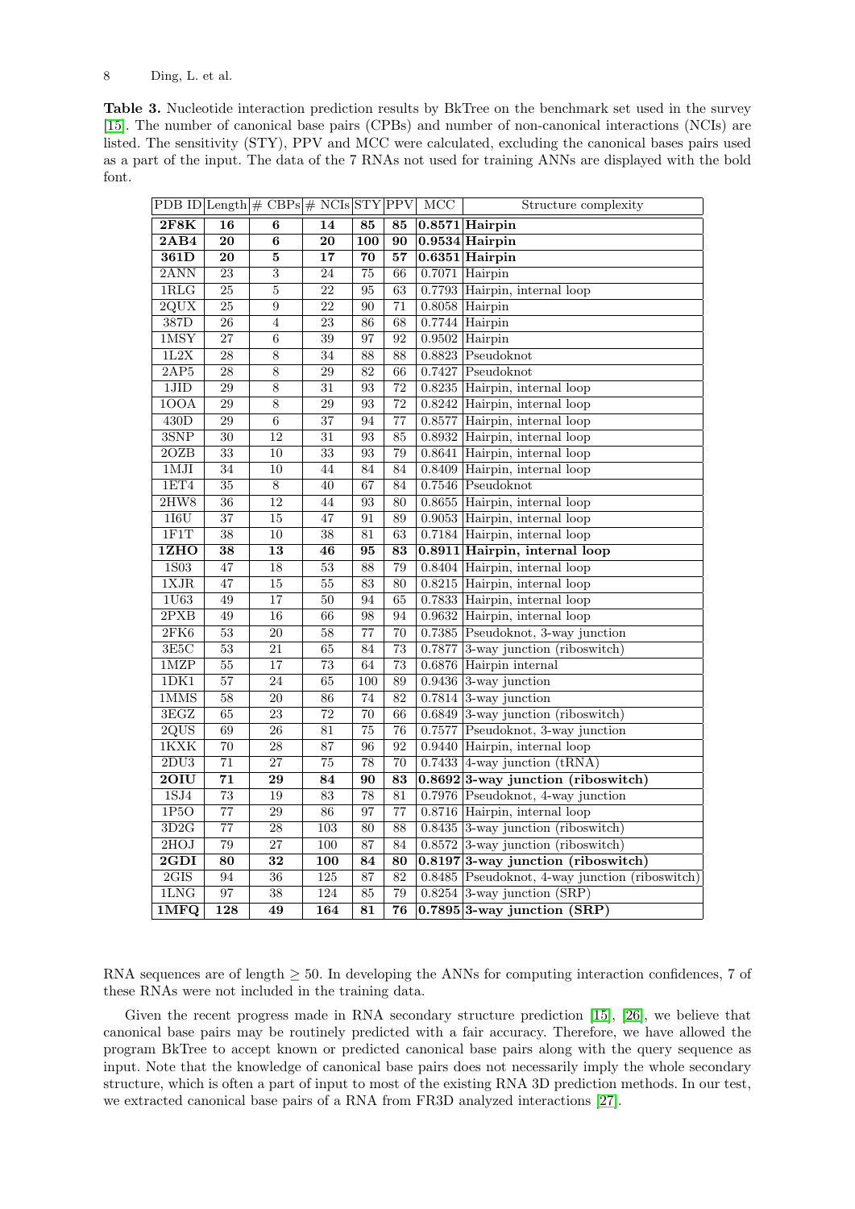**Table 3.** Nucleotide interaction prediction results by BkTree on the benchmark set used in the survey [15]. The number of canonical base pairs (CPBs) and number of non-canonical interactions (NCIs) are listed. The sensitivity (STY), PPV and MCC were calculated, excluding the canonical bases pairs used as a part of the input. The data of the 7 RNAs not used for training ANNs are displayed with the bold font.

| PDB ID | Length | # CBPs | # NCIs | STY | PPV | MCC | Structure complexity |
|---|---|---|---|---|---|---|---|
| **2F8K** | **16** | **6** | **14** | **85** | **85** | **0.8571** | **Hairpin** |
| **2AB4** | **20** | **6** | **20** | **100** | **90** | **0.9534** | **Hairpin** |
| **361D** | **20** | **5** | **17** | **70** | **57** | **0.6351** | **Hairpin** |
| 2ANN | 23 | 3 | 24 | 75 | 66 | 0.7071 | Hairpin |
| 1RLG | 25 | 5 | 22 | 95 | 63 | 0.7793 | Hairpin, internal loop |
| 2QUX | 25 | 9 | 22 | 90 | 71 | 0.8058 | Hairpin |
| 387D | 26 | 4 | 23 | 86 | 68 | 0.7744 | Hairpin |
| 1MSY | 27 | 6 | 39 | 97 | 92 | 0.9502 | Hairpin |
| 1L2X | 28 | 8 | 34 | 88 | 88 | 0.8823 | Pseudoknot |
| 2AP5 | 28 | 8 | 29 | 82 | 66 | 0.7427 | Pseudoknot |
| 1JID | 29 | 8 | 31 | 93 | 72 | 0.8235 | Hairpin, internal loop |
| 1OOA | 29 | 8 | 29 | 93 | 72 | 0.8242 | Hairpin, internal loop |
| 430D | 29 | 6 | 37 | 94 | 77 | 0.8577 | Hairpin, internal loop |
| 3SNP | 30 | 12 | 31 | 93 | 85 | 0.8932 | Hairpin, internal loop |
| 2OZB | 33 | 10 | 33 | 93 | 79 | 0.8641 | Hairpin, internal loop |
| 1MJI | 34 | 10 | 44 | 84 | 84 | 0.8409 | Hairpin, internal loop |
| 1ET4 | 35 | 8 | 40 | 67 | 84 | 0.7546 | Pseudoknot |
| 2HW8 | 36 | 12 | 44 | 93 | 80 | 0.8655 | Hairpin, internal loop |
| 1I6U | 37 | 15 | 47 | 91 | 89 | 0.9053 | Hairpin, internal loop |
| 1F1T | 38 | 10 | 38 | 81 | 63 | 0.7184 | Hairpin, internal loop |
| **1ZHO** | **38** | **13** | **46** | **95** | **83** | **0.8911** | **Hairpin, internal loop** |
| 1S03 | 47 | 18 | 53 | 88 | 79 | 0.8404 | Hairpin, internal loop |
| 1XJR | 47 | 15 | 55 | 83 | 80 | 0.8215 | Hairpin, internal loop |
| 1U63 | 49 | 17 | 50 | 94 | 65 | 0.7833 | Hairpin, internal loop |
| 2PXB | 49 | 16 | 66 | 98 | 94 | 0.9632 | Hairpin, internal loop |
| 2FK6 | 53 | 20 | 58 | 77 | 70 | 0.7385 | Pseudoknot, 3-way junction |
| 3E5C | 53 | 21 | 65 | 84 | 73 | 0.7877 | 3-way junction (riboswitch) |
| 1MZP | 55 | 17 | 73 | 64 | 73 | 0.6876 | Hairpin internal |
| 1DK1 | 57 | 24 | 65 | 100 | 89 | 0.9436 | 3-way junction |
| 1MMS | 58 | 20 | 86 | 74 | 82 | 0.7814 | 3-way junction |
| 3EGZ | 65 | 23 | 72 | 70 | 66 | 0.6849 | 3-way junction (riboswitch) |
| 2QUS | 69 | 26 | 81 | 75 | 76 | 0.7577 | Pseudoknot, 3-way junction |
| 1KXK | 70 | 28 | 87 | 96 | 92 | 0.9440 | Hairpin, internal loop |
| 2DU3 | 71 | 27 | 75 | 78 | 70 | 0.7433 | 4-way junction (tRNA) |
| **2OIU** | **71** | **29** | **84** | **90** | **83** | **0.8692** | **3-way junction (riboswitch)** |
| 1SJ4 | 73 | 19 | 83 | 78 | 81 | 0.7976 | Pseudoknot, 4-way junction |
| 1P5O | 77 | 29 | 86 | 97 | 77 | 0.8716 | Hairpin, internal loop |
| 3D2G | 77 | 28 | 103 | 80 | 88 | 0.8435 | 3-way junction (riboswitch) |
| 2HOJ | 79 | 27 | 100 | 87 | 84 | 0.8572 | 3-way junction (riboswitch) |
| **2GDI** | **80** | **32** | **100** | **84** | **80** | **0.8197** | **3-way junction (riboswitch)** |
| 2GIS | 94 | 36 | 125 | 87 | 82 | 0.8485 | Pseudoknot, 4-way junction (riboswitch) |
| 1LNG | 97 | 38 | 124 | 85 | 79 | 0.8254 | 3-way junction (SRP) |
| **1MFQ** | **128** | **49** | **164** | **81** | **76** | **0.7895** | **3-way junction (SRP)** |

RNA sequences are of length $\geq 50$. In developing the ANNs for computing interaction confidences, 7 of these RNAs were not included in the training data.

Given the recent progress made in RNA secondary structure prediction [15], [26], we believe that canonical base pairs may be routinely predicted with a fair accuracy. Therefore, we have allowed the program BkTree to accept known or predicted canonical base pairs along with the query sequence as input. Note that the knowledge of canonical base pairs does not necessarily imply the whole secondary structure, which is often a part of input to most of the existing RNA 3D prediction methods. In our test, we extracted canonical base pairs of a RNA from FR3D analyzed interactions [27].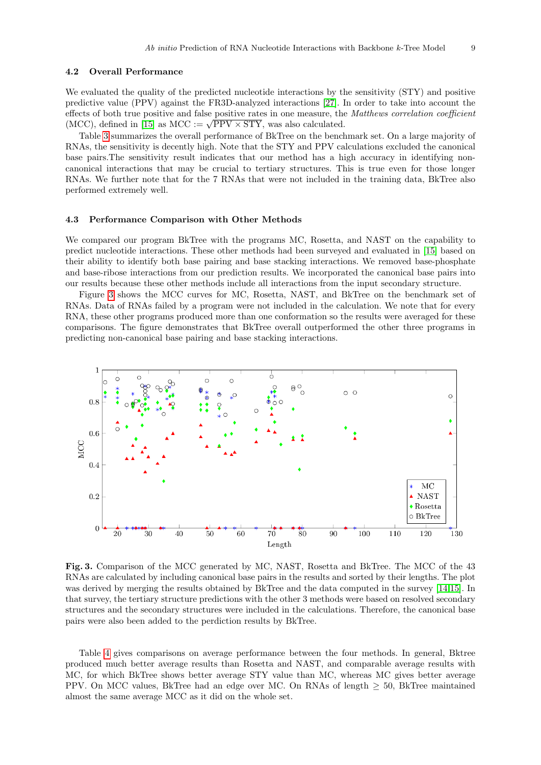### 4.2 Overall Performance

We evaluated the quality of the predicted nucleotide interactions by the sensitivity (STY) and positive predictive value (PPV) against the FR3D-analyzed interactions [27]. In order to take into account the effects of both true positive and false positive rates in one measure, the *Matthews correlation coefficient* (MCC), defined in [15] as MCC := $\sqrt{\text{PPV} \times \text{STY}}$, was also calculated.

Table 3 summarizes the overall performance of BkTree on the benchmark set. On a large majority of RNAs, the sensitivity is decently high. Note that the STY and PPV calculations excluded the canonical base pairs.The sensitivity result indicates that our method has a high accuracy in identifying non-canonical interactions that may be crucial to tertiary structures. This is true even for those longer RNAs. We further note that for the 7 RNAs that were not included in the training data, BkTree also performed extremely well.

### 4.3 Performance Comparison with Other Methods

We compared our program BkTree with the programs MC, Rosetta, and NAST on the capability to predict nucleotide interactions. These other methods had been surveyed and evaluated in [15] based on their ability to identify both base pairing and base stacking interactions. We removed base-phosphate and base-ribose interactions from our prediction results. We incorporated the canonical base pairs into our results because these other methods include all interactions from the input secondary structure.

Figure 3 shows the MCC curves for MC, Rosetta, NAST, and BkTree on the benchmark set of RNAs. Data of RNAs failed by a program were not included in the calculation. We note that for every RNA, these other programs produced more than one conformation so the results were averaged for these comparisons. The figure demonstrates that BkTree overall outperformed the other three programs in predicting non-canonical base pairing and base stacking interactions.

**Fig. 3.** Comparison of the MCC generated by MC, NAST, Rosetta and BkTree. The MCC of the 43 RNAs are calculated by including canonical base pairs in the results and sorted by their lengths. The plot was derived by merging the results obtained by BkTree and the data computed in the survey [14,15]. In that survey, the tertiary structure predictions with the other 3 methods were based on resolved secondary structures and the secondary structures were included in the calculations. Therefore, the canonical base pairs were also been added to the perdiction results by BkTree.

Table 4 gives comparisons on average performance between the four methods. In general, Bktree produced much better average results than Rosetta and NAST, and comparable average results with MC, for which BkTree shows better average STY value than MC, whereas MC gives better average PPV. On MCC values, BkTree had an edge over MC. On RNAs of length $\geq$ 50, BkTree maintained almost the same average MCC as it did on the whole set.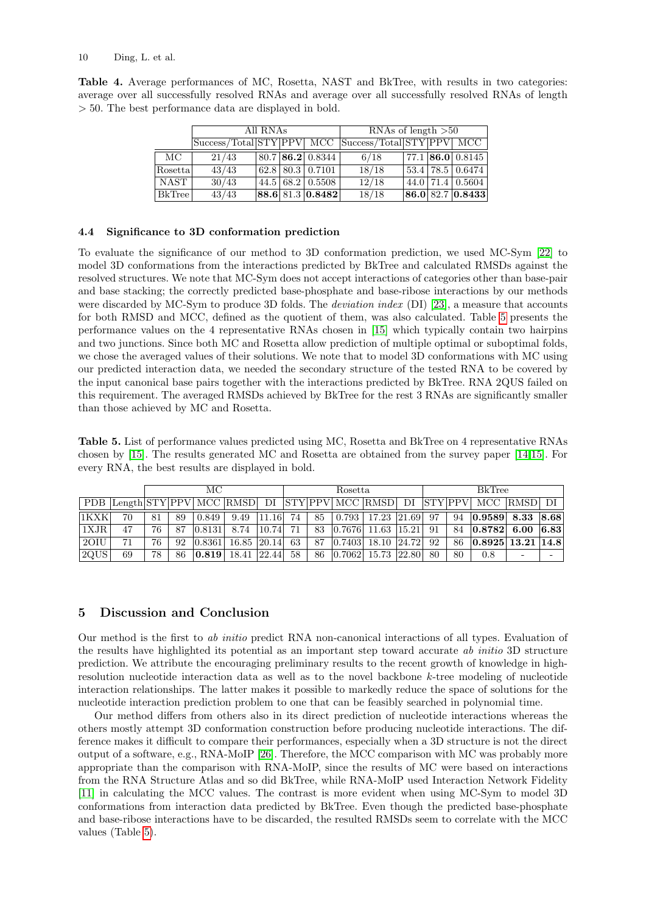**Table 4.** Average performances of MC, Rosetta, NAST and BkTree, with results in two categories: average over all successfully resolved RNAs and average over all successfully resolved RNAs of length > 50. The best performance data are displayed in bold.

| | All RNAs | | | | RNAs of length >50 | | | |
|---|---|---|---|---|---|---|---|---|
| | Success/Total | STY | PPV | MCC | Success/Total | STY | PPV | MCC |
| MC | 21/43 | 80.7 | **86.2** | 0.8344 | 6/18 | 77.1 | **86.0** | 0.8145 |
| Rosetta | 43/43 | 62.8 | 80.3 | 0.7101 | 18/18 | 53.4 | 78.5 | 0.6474 |
| NAST | 30/43 | 44.5 | 68.2 | 0.5508 | 12/18 | 44.0 | 71.4 | 0.5604 |
| BkTree | 43/43 | **88.6** | 81.3 | **0.8482** | 18/18 | **86.0** | 82.7 | **0.8433** |

### 4.4 Significance to 3D conformation prediction

To evaluate the significance of our method to 3D conformation prediction, we used MC-Sym [22] to model 3D conformations from the interactions predicted by BkTree and calculated RMSDs against the resolved structures. We note that MC-Sym does not accept interactions of categories other than base-pair and base stacking; the correctly predicted base-phosphate and base-ribose interactions by our methods were discarded by MC-Sym to produce 3D folds. The *deviation index* (DI) [23], a measure that accounts for both RMSD and MCC, defined as the quotient of them, was also calculated. Table 5 presents the performance values on the 4 representative RNAs chosen in [15] which typically contain two hairpins and two junctions. Since both MC and Rosetta allow prediction of multiple optimal or suboptimal folds, we chose the averaged values of their solutions. We note that to model 3D conformations with MC using our predicted interaction data, we needed the secondary structure of the tested RNA to be covered by the input canonical base pairs together with the interactions predicted by BkTree. RNA 2QUS failed on this requirement. The averaged RMSDs achieved by BkTree for the rest 3 RNAs are significantly smaller than those achieved by MC and Rosetta.

**Table 5.** List of performance values predicted using MC, Rosetta and BkTree on 4 representative RNAs chosen by [15]. The results generated MC and Rosetta are obtained from the survey paper [14,15]. For every RNA, the best results are displayed in bold.

| | | MC | | | | | Rosetta | | | | | BkTree | | | | |
|---|---|---|---|---|---|---|---|---|---|---|---|---|---|---|---|---|
| PDB | Length | STY | PPV | MCC | RMSD | DI | STY | PPV | MCC | RMSD | DI | STY | PPV | MCC | RMSD | DI |
| 1KXK | 70 | 81 | 89 | 0.849 | 9.49 | 11.16 | 74 | 85 | 0.793 | 17.23 | 21.69 | 97 | 94 | **0.9589** | **8.33** | **8.68** |
| 1XJR | 47 | 76 | 87 | 0.8131 | 8.74 | 10.74 | 71 | 83 | 0.7676 | 11.63 | 15.21 | 91 | 84 | **0.8782** | **6.00** | **6.83** |
| 2OIU | 71 | 76 | 92 | 0.8361 | 16.85 | 20.14 | 63 | 87 | 0.7403 | 18.10 | 24.72 | 92 | 86 | **0.8925** | **13.21** | **14.8** |
| 2QUS | 69 | 78 | 86 | **0.819** | 18.41 | 22.44 | 58 | 86 | 0.7062 | 15.73 | 22.80 | 80 | 80 | 0.8 | - | - |

## 5 Discussion and Conclusion

Our method is the first to *ab initio* predict RNA non-canonical interactions of all types. Evaluation of the results have highlighted its potential as an important step toward accurate *ab initio* 3D structure prediction. We attribute the encouraging preliminary results to the recent growth of knowledge in high-resolution nucleotide interaction data as well as to the novel backbone $k$-tree modeling of nucleotide interaction relationships. The latter makes it possible to markedly reduce the space of solutions for the nucleotide interaction prediction problem to one that can be feasibly searched in polynomial time.

Our method differs from others also in its direct prediction of nucleotide interactions whereas the others mostly attempt 3D conformation construction before producing nucleotide interactions. The difference makes it difficult to compare their performances, especially when a 3D structure is not the direct output of a software, e.g., RNA-MoIP [26]. Therefore, the MCC comparison with MC was probably more appropriate than the comparison with RNA-MoIP, since the results of MC were based on interactions from the RNA Structure Atlas and so did BkTree, while RNA-MoIP used Interaction Network Fidelity [11] in calculating the MCC values. The contrast is more evident when using MC-Sym to model 3D conformations from interaction data predicted by BkTree. Even though the predicted base-phosphate and base-ribose interactions have to be discarded, the resulted RMSDs seem to correlate with the MCC values (Table 5).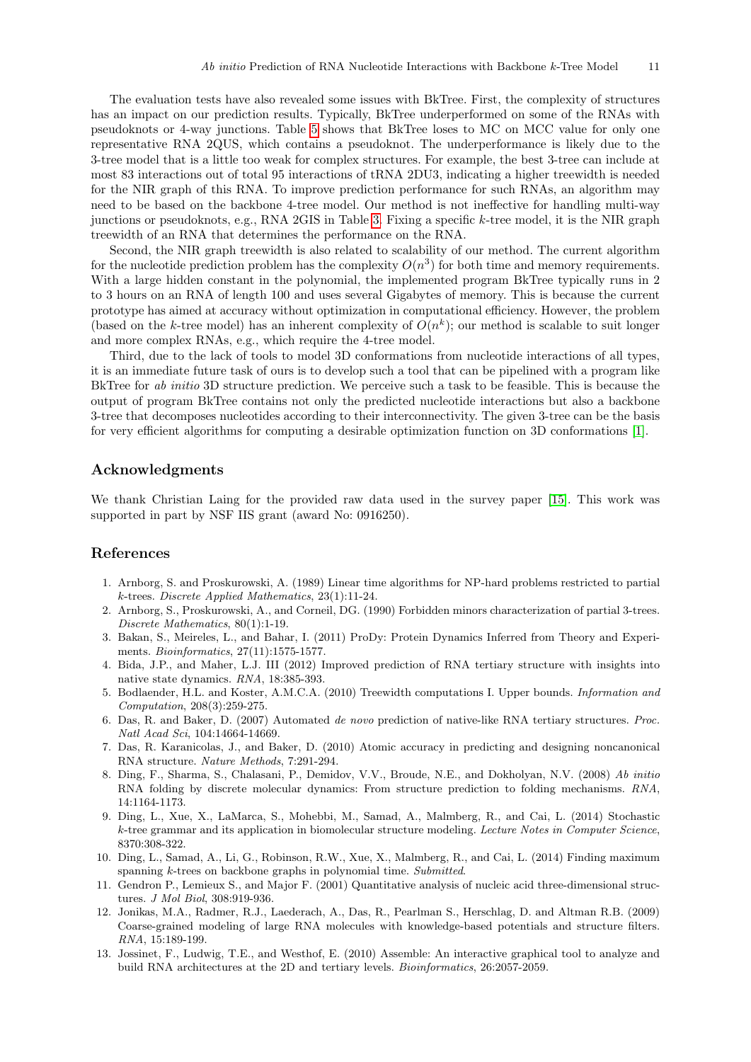The evaluation tests have also revealed some issues with BkTree. First, the complexity of structures has an impact on our prediction results. Typically, BkTree underperformed on some of the RNAs with pseudoknots or 4-way junctions. Table 5 shows that BkTree loses to MC on MCC value for only one representative RNA 2QUS, which contains a pseudoknot. The underperformance is likely due to the 3-tree model that is a little too weak for complex structures. For example, the best 3-tree can include at most 83 interactions out of total 95 interactions of tRNA 2DU3, indicating a higher treewidth is needed for the NIR graph of this RNA. To improve prediction performance for such RNAs, an algorithm may need to be based on the backbone 4-tree model. Our method is not ineffective for handling multi-way junctions or pseudoknots, e.g., RNA 2GIS in Table 3. Fixing a specific $k$-tree model, it is the NIR graph treewidth of an RNA that determines the performance on the RNA.

Second, the NIR graph treewidth is also related to scalability of our method. The current algorithm for the nucleotide prediction problem has the complexity $O(n^3)$ for both time and memory requirements. With a large hidden constant in the polynomial, the implemented program BkTree typically runs in 2 to 3 hours on an RNA of length 100 and uses several Gigabytes of memory. This is because the current prototype has aimed at accuracy without optimization in computational efficiency. However, the problem (based on the $k$-tree model) has an inherent complexity of $O(n^k)$; our method is scalable to suit longer and more complex RNAs, e.g., which require the 4-tree model.

Third, due to the lack of tools to model 3D conformations from nucleotide interactions of all types, it is an immediate future task of ours is to develop such a tool that can be pipelined with a program like BkTree for *ab initio* 3D structure prediction. We perceive such a task to be feasible. This is because the output of program BkTree contains not only the predicted nucleotide interactions but also a backbone 3-tree that decomposes nucleotides according to their interconnectivity. The given 3-tree can be the basis for very efficient algorithms for computing a desirable optimization function on 3D conformations [1].

## Acknowledgments

We thank Christian Laing for the provided raw data used in the survey paper [15]. This work was supported in part by NSF IIS grant (award No: 0916250).

## References

1. Arnborg, S. and Proskurowski, A. (1989) Linear time algorithms for NP-hard problems restricted to partial $k$-trees. *Discrete Applied Mathematics*, 23(1):11-24.
2. Arnborg, S., Proskurowski, A., and Corneil, DG. (1990) Forbidden minors characterization of partial 3-trees. *Discrete Mathematics*, 80(1):1-19.
3. Bakan, S., Meireles, L., and Bahar, I. (2011) ProDy: Protein Dynamics Inferred from Theory and Experiments. *Bioinformatics*, 27(11):1575-1577.
4. Bida, J.P., and Maher, L.J. III (2012) Improved prediction of RNA tertiary structure with insights into native state dynamics. *RNA*, 18:385-393.
5. Bodlaender, H.L. and Koster, A.M.C.A. (2010) Treewidth computations I. Upper bounds. *Information and Computation*, 208(3):259-275.
6. Das, R. and Baker, D. (2007) Automated *de novo* prediction of native-like RNA tertiary structures. *Proc. Natl Acad Sci*, 104:14664-14669.
7. Das, R. Karanicolas, J., and Baker, D. (2010) Atomic accuracy in predicting and designing noncanonical RNA structure. *Nature Methods*, 7:291-294.
8. Ding, F., Sharma, S., Chalasani, P., Demidov, V.V., Broude, N.E., and Dokholyan, N.V. (2008) *Ab initio* RNA folding by discrete molecular dynamics: From structure prediction to folding mechanisms. *RNA*, 14:1164-1173.
9. Ding, L., Xue, X., LaMarca, S., Mohebbi, M., Samad, A., Malmberg, R., and Cai, L. (2014) Stochastic $k$-tree grammar and its application in biomolecular structure modeling. *Lecture Notes in Computer Science*, 8370:308-322.
10. Ding, L., Samad, A., Li, G., Robinson, R.W., Xue, X., Malmberg, R., and Cai, L. (2014) Finding maximum spanning $k$-trees on backbone graphs in polynomial time. *Submitted*.
11. Gendron P., Lemieux S., and Major F. (2001) Quantitative analysis of nucleic acid three-dimensional structures. *J Mol Biol*, 308:919-936.
12. Jonikas, M.A., Radmer, R.J., Laederach, A., Das, R., Pearlman S., Herschlag, D. and Altman R.B. (2009) Coarse-grained modeling of large RNA molecules with knowledge-based potentials and structure filters. *RNA*, 15:189-199.
13. Jossinet, F., Ludwig, T.E., and Westhof, E. (2010) Assemble: An interactive graphical tool to analyze and build RNA architectures at the 2D and tertiary levels. *Bioinformatics*, 26:2057-2059.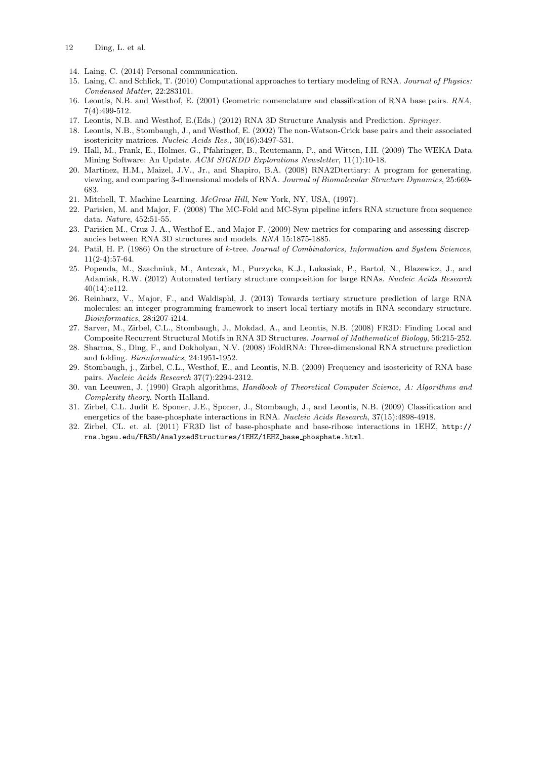14. Laing, C. (2014) Personal communication.
15. Laing, C. and Schlick, T. (2010) Computational approaches to tertiary modeling of RNA. *Journal of Physics: Condensed Matter*, 22:283101.
16. Leontis, N.B. and Westhof, E. (2001) Geometric nomenclature and classification of RNA base pairs. *RNA*, 7(4):499-512.
17. Leontis, N.B. and Westhof, E.(Eds.) (2012) RNA 3D Structure Analysis and Prediction. *Springer*.
18. Leontis, N.B., Stombaugh, J., and Westhof, E. (2002) The non-Watson-Crick base pairs and their associated isostericity matrices. *Nucleic Acids Res.*, 30(16):3497-531.
19. Hall, M., Frank, E., Holmes, G., Pfahringer, B., Reutemann, P., and Witten, I.H. (2009) The WEKA Data Mining Software: An Update. *ACM SIGKDD Explorations Newsletter*, 11(1):10-18.
20. Martinez, H.M., Maizel, J.V., Jr., and Shapiro, B.A. (2008) RNA2Dtertiary: A program for generating, viewing, and comparing 3-dimensional models of RNA. *Journal of Biomolecular Structure Dynamics*, 25:669-683.
21. Mitchell, T. Machine Learning. *McGraw Hill*, New York, NY, USA, (1997).
22. Parisien, M. and Major, F. (2008) The MC-Fold and MC-Sym pipeline infers RNA structure from sequence data. *Nature*, 452:51-55.
23. Parisien M., Cruz J. A., Westhof E., and Major F. (2009) New metrics for comparing and assessing discrepancies between RNA 3D structures and models. *RNA* 15:1875-1885.
24. Patil, H. P. (1986) On the structure of *k*-tree. *Journal of Combinatorics, Information and System Sciences*, 11(2-4):57-64.
25. Popenda, M., Szachniuk, M., Antczak, M., Purzycka, K.J., Lukasiak, P., Bartol, N., Blazewicz, J., and Adamiak, R.W. (2012) Automated tertiary structure composition for large RNAs. *Nucleic Acids Research* 40(14):e112.
26. Reinharz, V., Major, F., and Waldisphl, J. (2013) Towards tertiary structure prediction of large RNA molecules: an integer programming framework to insert local tertiary motifs in RNA secondary structure. *Bioinformatics*, 28:i207-i214.
27. Sarver, M., Zirbel, C.L., Stombaugh, J., Mokdad, A., and Leontis, N.B. (2008) FR3D: Finding Local and Composite Recurrent Structural Motifs in RNA 3D Structures. *Journal of Mathematical Biology*, 56:215-252.
28. Sharma, S., Ding, F., and Dokholyan, N.V. (2008) iFoldRNA: Three-dimensional RNA structure prediction and folding. *Bioinformatics*, 24:1951-1952.
29. Stombaugh, j., Zirbel, C.L., Westhof, E., and Leontis, N.B. (2009) Frequency and isostericity of RNA base pairs. *Nucleic Acids Research* 37(7):2294-2312.
30. van Leeuwen, J. (1990) Graph algorithms, *Handbook of Theoretical Computer Science, A: Algorithms and Complexity theory*, North Halland.
31. Zirbel, C.L. Judit E. Sponer, J.E., Sponer, J., Stombaugh, J., and Leontis, N.B. (2009) Classification and energetics of the base-phosphate interactions in RNA. *Nucleic Acids Research*, 37(15):4898-4918.
32. Zirbel, CL. et. al. (2011) FR3D list of base-phosphate and base-ribose interactions in 1EHZ, `http://rna.bgsu.edu/FR3D/AnalyzedStructures/1EHZ/1EHZ_base_phosphate.html`.